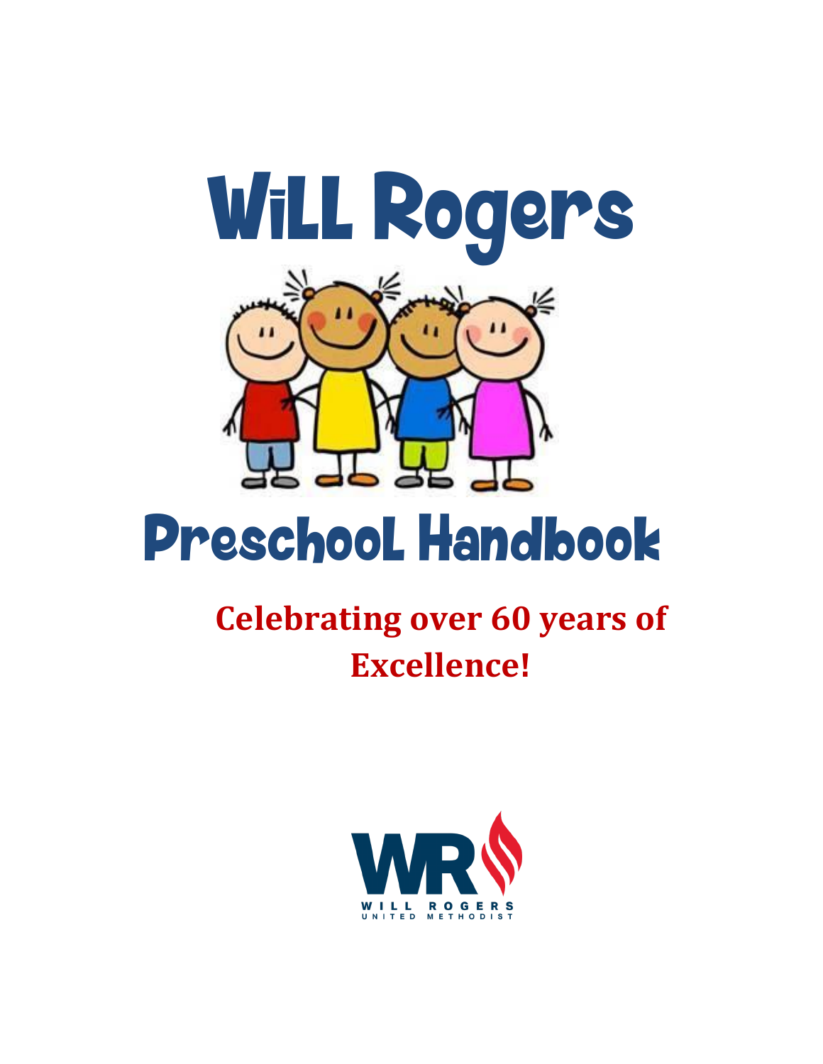# Will Rogers

# Preschool Handbook

**Celebrating over 60 years of Excellence!**

WILL ROGERS
UNITED METHODIST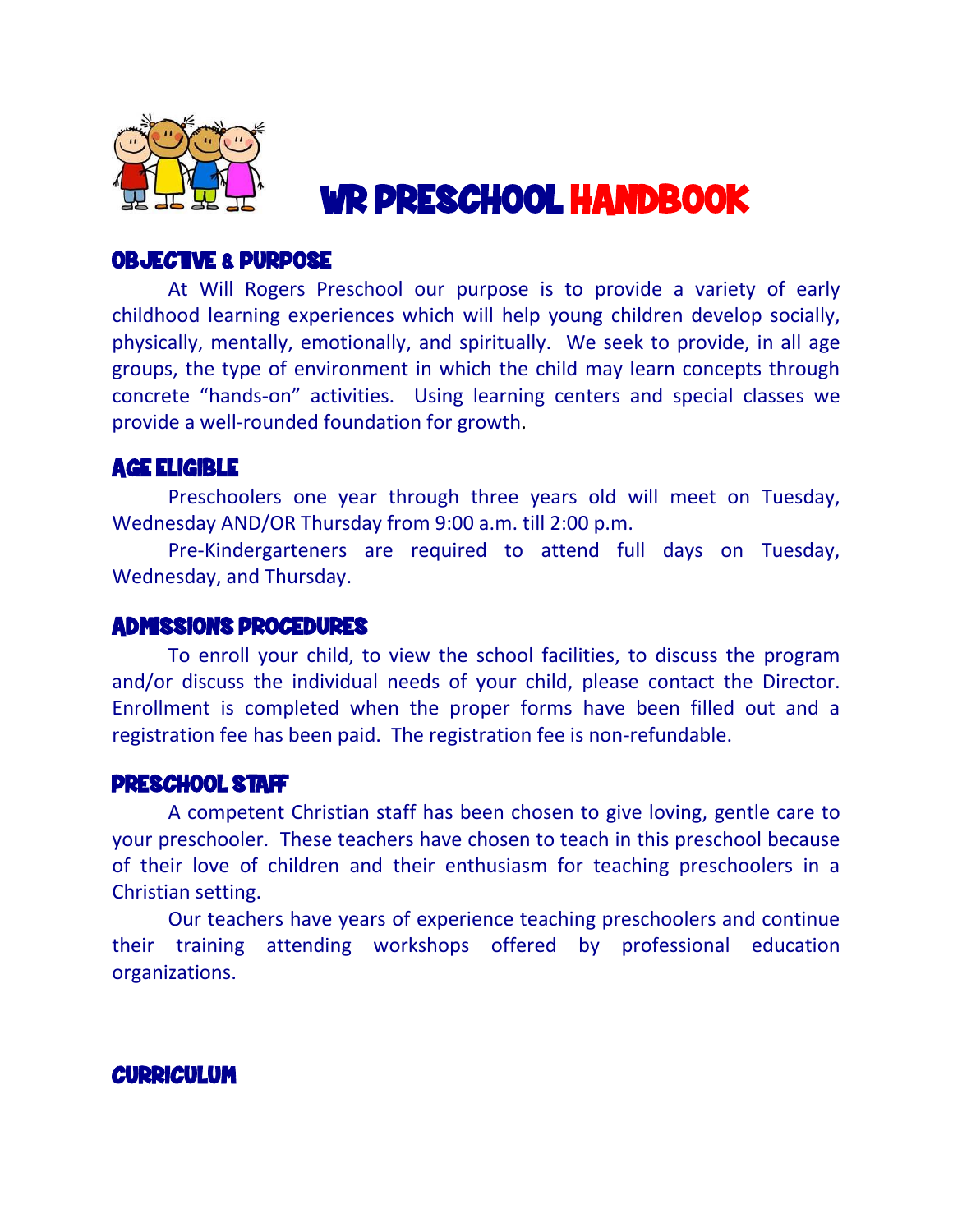# WR PRESCHOOL HANDBOOK

## OBJECTIVE & PURPOSE

At Will Rogers Preschool our purpose is to provide a variety of early childhood learning experiences which will help young children develop socially, physically, mentally, emotionally, and spiritually. We seek to provide, in all age groups, the type of environment in which the child may learn concepts through concrete "hands-on" activities. Using learning centers and special classes we provide a well-rounded foundation for growth.

## AGE ELIGIBLE

Preschoolers one year through three years old will meet on Tuesday, Wednesday AND/OR Thursday from 9:00 a.m. till 2:00 p.m.

Pre-Kindergarteners are required to attend full days on Tuesday, Wednesday, and Thursday.

## ADMISSIONS PROCEDURES

To enroll your child, to view the school facilities, to discuss the program and/or discuss the individual needs of your child, please contact the Director. Enrollment is completed when the proper forms have been filled out and a registration fee has been paid. The registration fee is non-refundable.

## PRESCHOOL STAFF

A competent Christian staff has been chosen to give loving, gentle care to your preschooler. These teachers have chosen to teach in this preschool because of their love of children and their enthusiasm for teaching preschoolers in a Christian setting.

Our teachers have years of experience teaching preschoolers and continue their training attending workshops offered by professional education organizations.

## CURRICULUM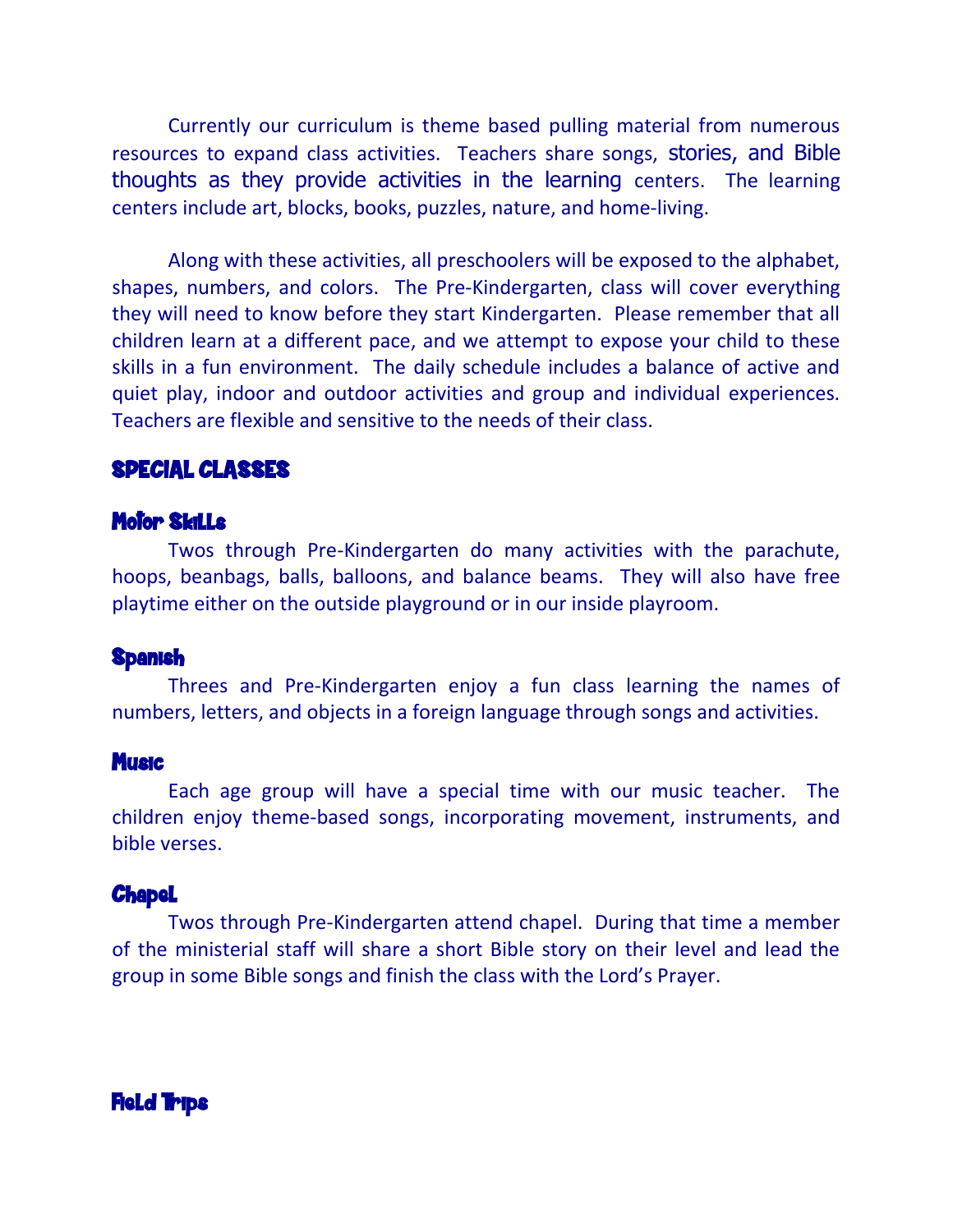Currently our curriculum is theme based pulling material from numerous resources to expand class activities. Teachers share songs, stories, and Bible thoughts as they provide activities in the learning centers. The learning centers include art, blocks, books, puzzles, nature, and home-living.

Along with these activities, all preschoolers will be exposed to the alphabet, shapes, numbers, and colors. The Pre-Kindergarten, class will cover everything they will need to know before they start Kindergarten. Please remember that all children learn at a different pace, and we attempt to expose your child to these skills in a fun environment. The daily schedule includes a balance of active and quiet play, indoor and outdoor activities and group and individual experiences. Teachers are flexible and sensitive to the needs of their class.

## SPECIAL CLASSES

### Motor Skills

Twos through Pre-Kindergarten do many activities with the parachute, hoops, beanbags, balls, balloons, and balance beams. They will also have free playtime either on the outside playground or in our inside playroom.

### Spanish

Threes and Pre-Kindergarten enjoy a fun class learning the names of numbers, letters, and objects in a foreign language through songs and activities.

### Music

Each age group will have a special time with our music teacher. The children enjoy theme-based songs, incorporating movement, instruments, and bible verses.

### Chapel

Twos through Pre-Kindergarten attend chapel. During that time a member of the ministerial staff will share a short Bible story on their level and lead the group in some Bible songs and finish the class with the Lord's Prayer.

### Field Trips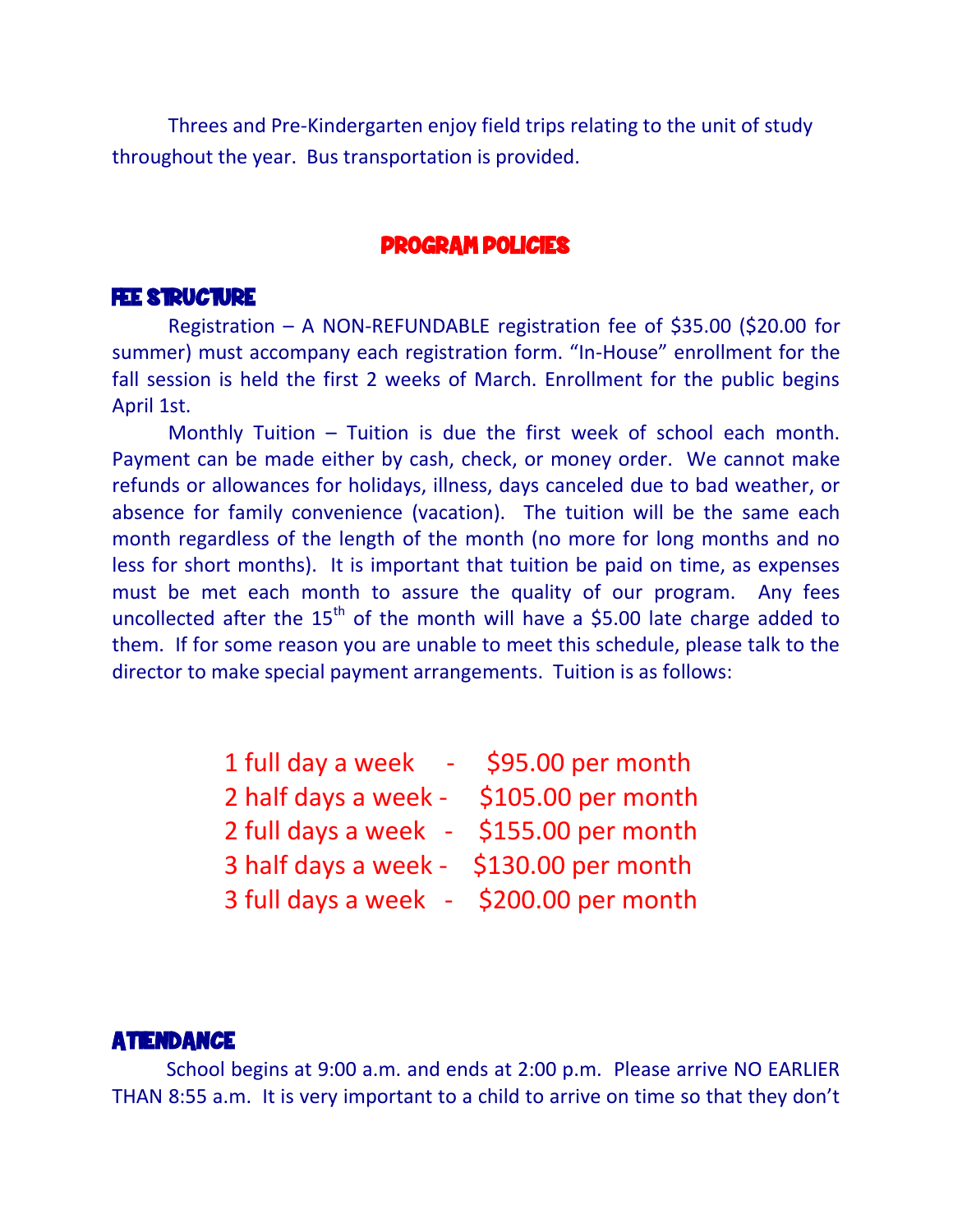Threes and Pre-Kindergarten enjoy field trips relating to the unit of study throughout the year. Bus transportation is provided.

## PROGRAM POLICIES

### FEE STRUCTURE

Registration – A NON-REFUNDABLE registration fee of $35.00 ($20.00 for summer) must accompany each registration form. "In-House" enrollment for the fall session is held the first 2 weeks of March. Enrollment for the public begins April 1st.

Monthly Tuition – Tuition is due the first week of school each month. Payment can be made either by cash, check, or money order. We cannot make refunds or allowances for holidays, illness, days canceled due to bad weather, or absence for family convenience (vacation). The tuition will be the same each month regardless of the length of the month (no more for long months and no less for short months). It is important that tuition be paid on time, as expenses must be met each month to assure the quality of our program. Any fees uncollected after the 15th of the month will have a $5.00 late charge added to them. If for some reason you are unable to meet this schedule, please talk to the director to make special payment arrangements. Tuition is as follows:

1 full day a week - $95.00 per month
2 half days a week - $105.00 per month
2 full days a week - $155.00 per month
3 half days a week - $130.00 per month
3 full days a week - $200.00 per month

### ATTENDANCE

School begins at 9:00 a.m. and ends at 2:00 p.m. Please arrive NO EARLIER THAN 8:55 a.m. It is very important to a child to arrive on time so that they don't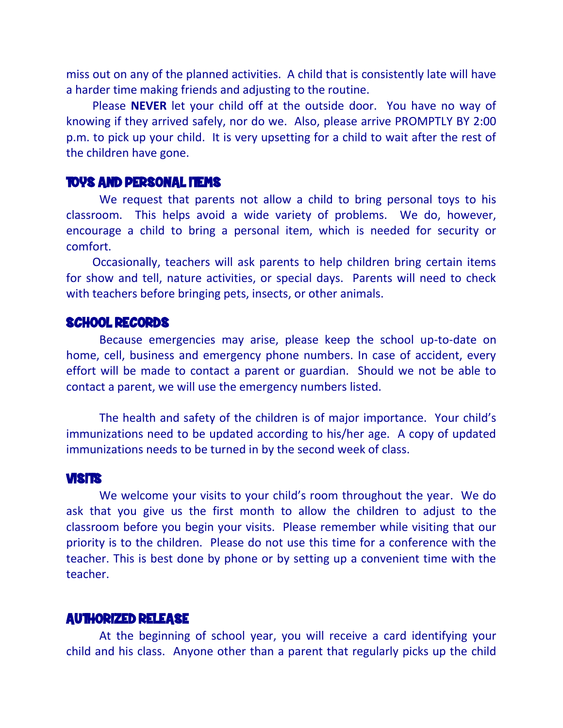miss out on any of the planned activities. A child that is consistently late will have a harder time making friends and adjusting to the routine.

Please **NEVER** let your child off at the outside door. You have no way of knowing if they arrived safely, nor do we. Also, please arrive PROMPTLY BY 2:00 p.m. to pick up your child. It is very upsetting for a child to wait after the rest of the children have gone.

## TOYS AND PERSONAL ITEMS

We request that parents not allow a child to bring personal toys to his classroom. This helps avoid a wide variety of problems. We do, however, encourage a child to bring a personal item, which is needed for security or comfort.

Occasionally, teachers will ask parents to help children bring certain items for show and tell, nature activities, or special days. Parents will need to check with teachers before bringing pets, insects, or other animals.

## SCHOOL RECORDS

Because emergencies may arise, please keep the school up-to-date on home, cell, business and emergency phone numbers. In case of accident, every effort will be made to contact a parent or guardian. Should we not be able to contact a parent, we will use the emergency numbers listed.

The health and safety of the children is of major importance. Your child's immunizations need to be updated according to his/her age. A copy of updated immunizations needs to be turned in by the second week of class.

## VISITS

We welcome your visits to your child's room throughout the year. We do ask that you give us the first month to allow the children to adjust to the classroom before you begin your visits. Please remember while visiting that our priority is to the children. Please do not use this time for a conference with the teacher. This is best done by phone or by setting up a convenient time with the teacher.

## AUTHORIZED RELEASE

At the beginning of school year, you will receive a card identifying your child and his class. Anyone other than a parent that regularly picks up the child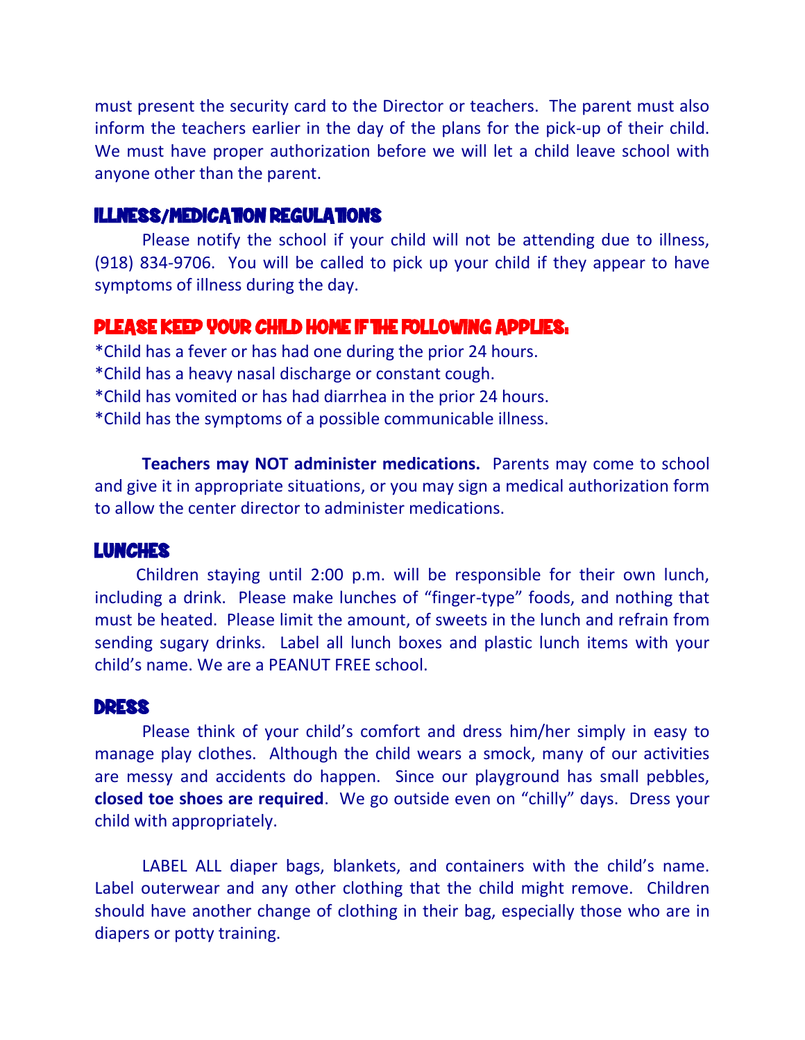must present the security card to the Director or teachers. The parent must also inform the teachers earlier in the day of the plans for the pick-up of their child. We must have proper authorization before we will let a child leave school with anyone other than the parent.

## ILLNESS/MEDICATION REGULATIONS

Please notify the school if your child will not be attending due to illness, (918) 834-9706. You will be called to pick up your child if they appear to have symptoms of illness during the day.

## PLEASE KEEP YOUR CHILD HOME IF THE FOLLOWING APPLIES:

*Child has a fever or has had one during the prior 24 hours.
*Child has a heavy nasal discharge or constant cough.
*Child has vomited or has had diarrhea in the prior 24 hours.
*Child has the symptoms of a possible communicable illness.

**Teachers may NOT administer medications.** Parents may come to school and give it in appropriate situations, or you may sign a medical authorization form to allow the center director to administer medications.

## LUNCHES

Children staying until 2:00 p.m. will be responsible for their own lunch, including a drink. Please make lunches of "finger-type" foods, and nothing that must be heated. Please limit the amount, of sweets in the lunch and refrain from sending sugary drinks. Label all lunch boxes and plastic lunch items with your child's name. We are a PEANUT FREE school.

## DRESS

Please think of your child's comfort and dress him/her simply in easy to manage play clothes. Although the child wears a smock, many of our activities are messy and accidents do happen. Since our playground has small pebbles, **closed toe shoes are required**. We go outside even on "chilly" days. Dress your child with appropriately.

LABEL ALL diaper bags, blankets, and containers with the child's name. Label outerwear and any other clothing that the child might remove. Children should have another change of clothing in their bag, especially those who are in diapers or potty training.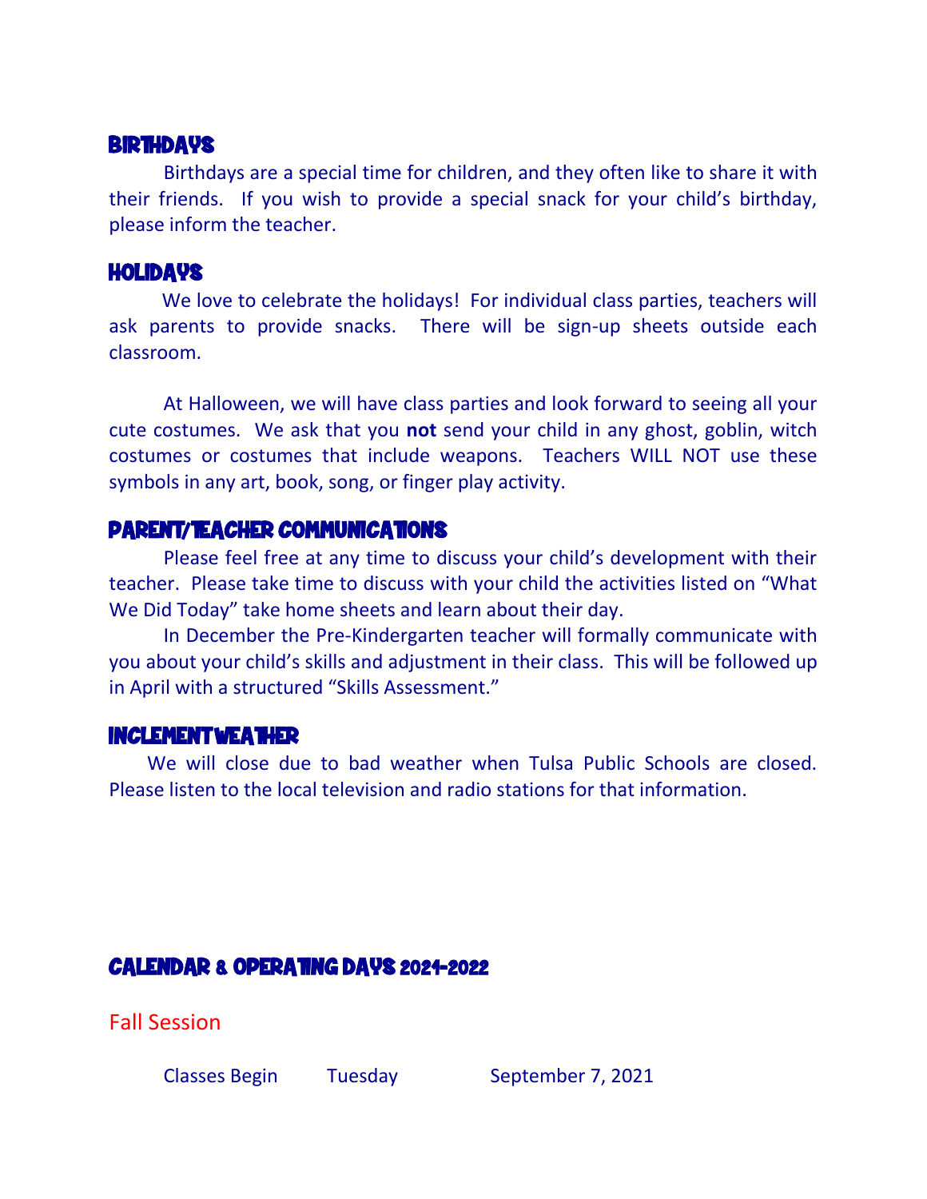## BIRTHDAYS

Birthdays are a special time for children, and they often like to share it with their friends. If you wish to provide a special snack for your child's birthday, please inform the teacher.

## HOLIDAYS

We love to celebrate the holidays! For individual class parties, teachers will ask parents to provide snacks. There will be sign-up sheets outside each classroom.

At Halloween, we will have class parties and look forward to seeing all your cute costumes. We ask that you **not** send your child in any ghost, goblin, witch costumes or costumes that include weapons. Teachers WILL NOT use these symbols in any art, book, song, or finger play activity.

## PARENT/TEACHER COMMUNICATIONS

Please feel free at any time to discuss your child's development with their teacher. Please take time to discuss with your child the activities listed on "What We Did Today" take home sheets and learn about their day.

In December the Pre-Kindergarten teacher will formally communicate with you about your child's skills and adjustment in their class. This will be followed up in April with a structured "Skills Assessment."

## INCLEMENT WEATHER

We will close due to bad weather when Tulsa Public Schools are closed. Please listen to the local television and radio stations for that information.

## CALENDAR & OPERATING DAYS 2021-2022

### Fall Session

| | | |
|---|---|---|
| Classes Begin | Tuesday | September 7, 2021 |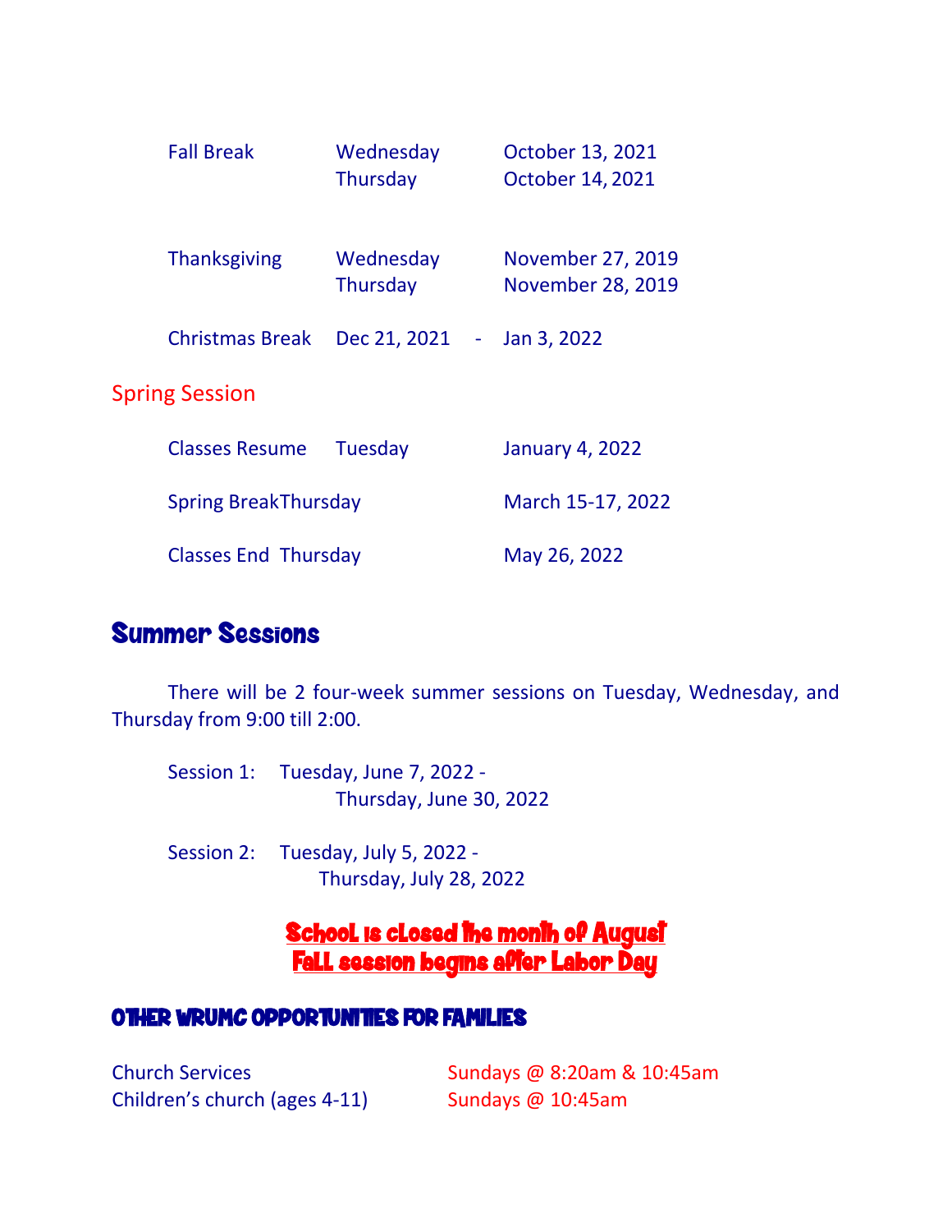| | | |
|---|---|---|
| Fall Break | Wednesday<br>Thursday | October 13, 2021<br>October 14, 2021 |
| Thanksgiving | Wednesday<br>Thursday | November 27, 2019<br>November 28, 2019 |
| Christmas Break | Dec 21, 2021 - | Jan 3, 2022 |

## Spring Session

| | | |
|---|---|---|
| Classes Resume | Tuesday | January 4, 2022 |
| Spring Break | Thursday | March 15-17, 2022 |
| Classes End | Thursday | May 26, 2022 |

## Summer Sessions

There will be 2 four-week summer sessions on Tuesday, Wednesday, and Thursday from 9:00 till 2:00.

Session 1: Tuesday, June 7, 2022 -
Thursday, June 30, 2022

Session 2: Tuesday, July 5, 2022 -
Thursday, July 28, 2022

**School is closed the month of August**
**Fall session begins after Labor Day**

### OTHER WRUMC OPPORTUNITIES FOR FAMILIES

| | |
|---|---|
| Church Services | Sundays @ 8:20am & 10:45am |
| Children's church (ages 4-11) | Sundays @ 10:45am |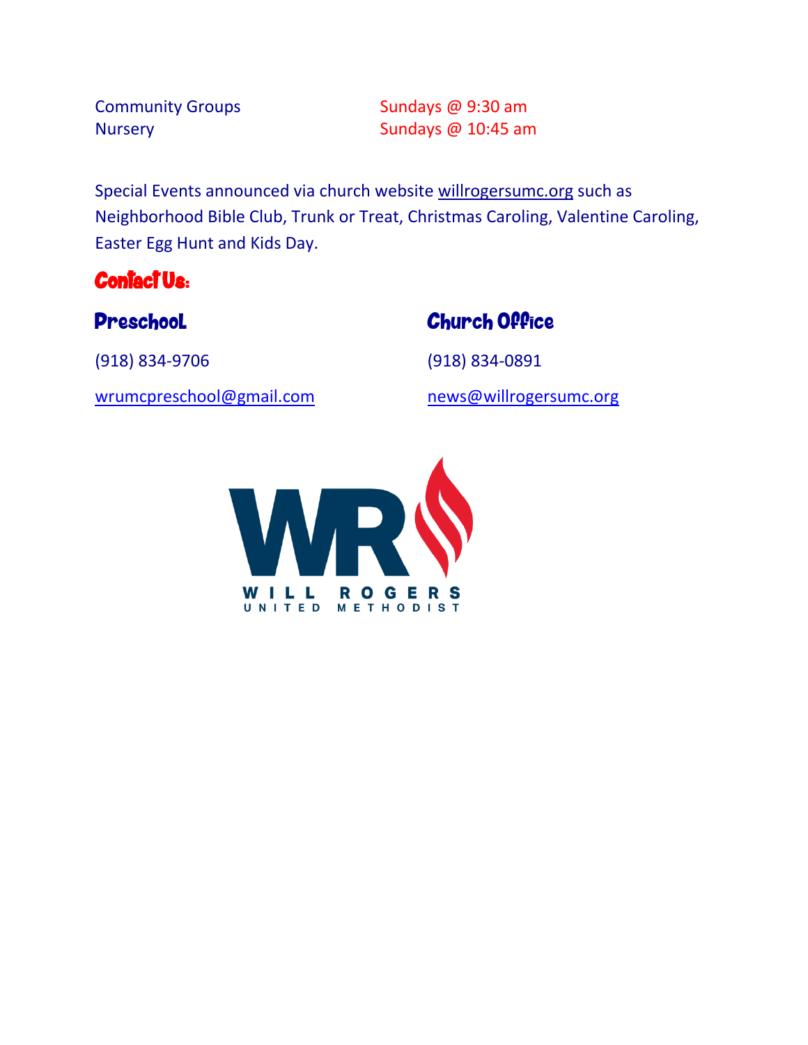Community Groups Sundays @ 9:30 am
Nursery Sundays @ 10:45 am

Special Events announced via church website willrogersumc.org such as Neighborhood Bible Club, Trunk or Treat, Christmas Caroling, Valentine Caroling, Easter Egg Hunt and Kids Day.

## Contact Us:

### Preschool

(918) 834-9706

wrumcpreschool@gmail.com

### Church Office

(918) 834-0891

news@willrogersumc.org

WILL ROGERS
UNITED METHODIST